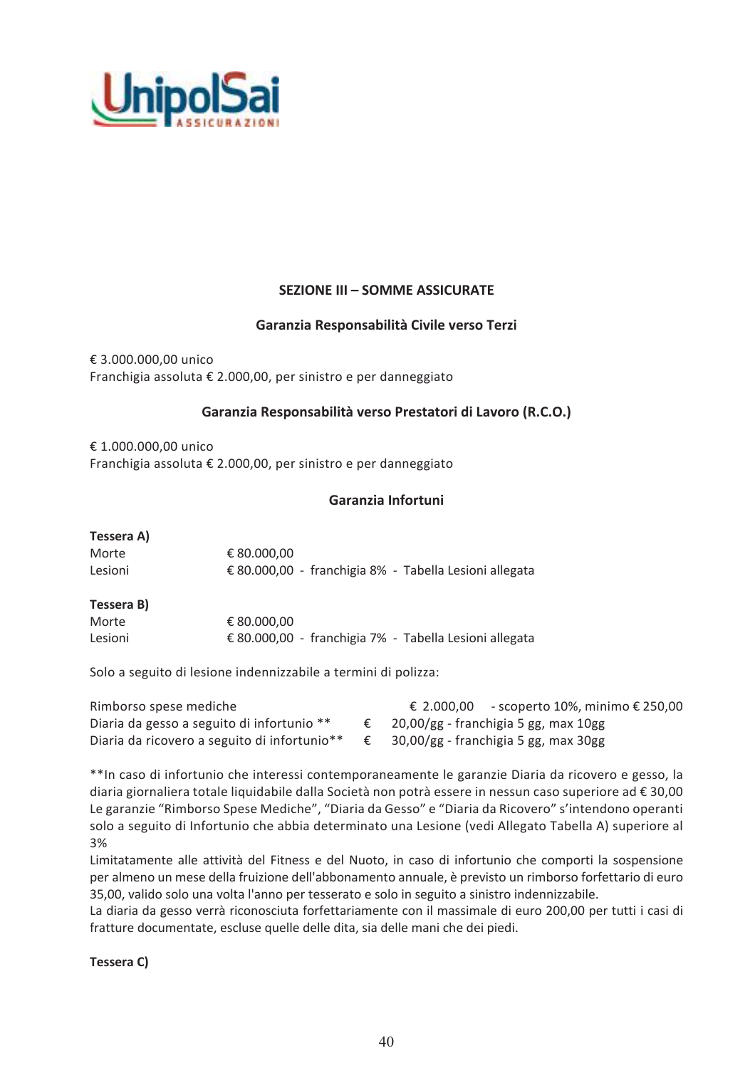## SEZIONE III – SOMME ASSICURATE

### Garanzia Responsabilità Civile verso Terzi

€ 3.000.000,00 unico
Franchigia assoluta € 2.000,00, per sinistro e per danneggiato

### Garanzia Responsabilità verso Prestatori di Lavoro (R.C.O.)

€ 1.000.000,00 unico
Franchigia assoluta € 2.000,00, per sinistro e per danneggiato

### Garanzia Infortuni

**Tessera A)**

| | |
|---|---|
| Morte | € 80.000,00 |
| Lesioni | € 80.000,00 - franchigia 8% - Tabella Lesioni allegata |

**Tessera B)**

| | |
|---|---|
| Morte | € 80.000,00 |
| Lesioni | € 80.000,00 - franchigia 7% - Tabella Lesioni allegata |

Solo a seguito di lesione indennizzabile a termini di polizza:

| | |
|---|---|
| Rimborso spese mediche | € 2.000,00 - scoperto 10%, minimo € 250,00 |
| Diaria da gesso a seguito di infortunio ** | € 20,00/gg - franchigia 5 gg, max 10gg |
| Diaria da ricovero a seguito di infortunio** | € 30,00/gg - franchigia 5 gg, max 30gg |

**In caso di infortunio che interessi contemporaneamente le garanzie Diaria da ricovero e gesso, la diaria giornaliera totale liquidabile dalla Società non potrà essere in nessun caso superiore ad € 30,00
Le garanzie "Rimborso Spese Mediche", "Diaria da Gesso" e "Diaria da Ricovero" s'intendono operanti solo a seguito di Infortunio che abbia determinato una Lesione (vedi Allegato Tabella A) superiore al 3%
Limitatamente alle attività del Fitness e del Nuoto, in caso di infortunio che comporti la sospensione per almeno un mese della fruizione dell'abbonamento annuale, è previsto un rimborso forfettario di euro 35,00, valido solo una volta l'anno per tesserato e solo in seguito a sinistro indennizzabile.
La diaria da gesso verrà riconosciuta forfettariamente con il massimale di euro 200,00 per tutti i casi di fratture documentate, escluse quelle delle dita, sia delle mani che dei piedi.

**Tessera C)**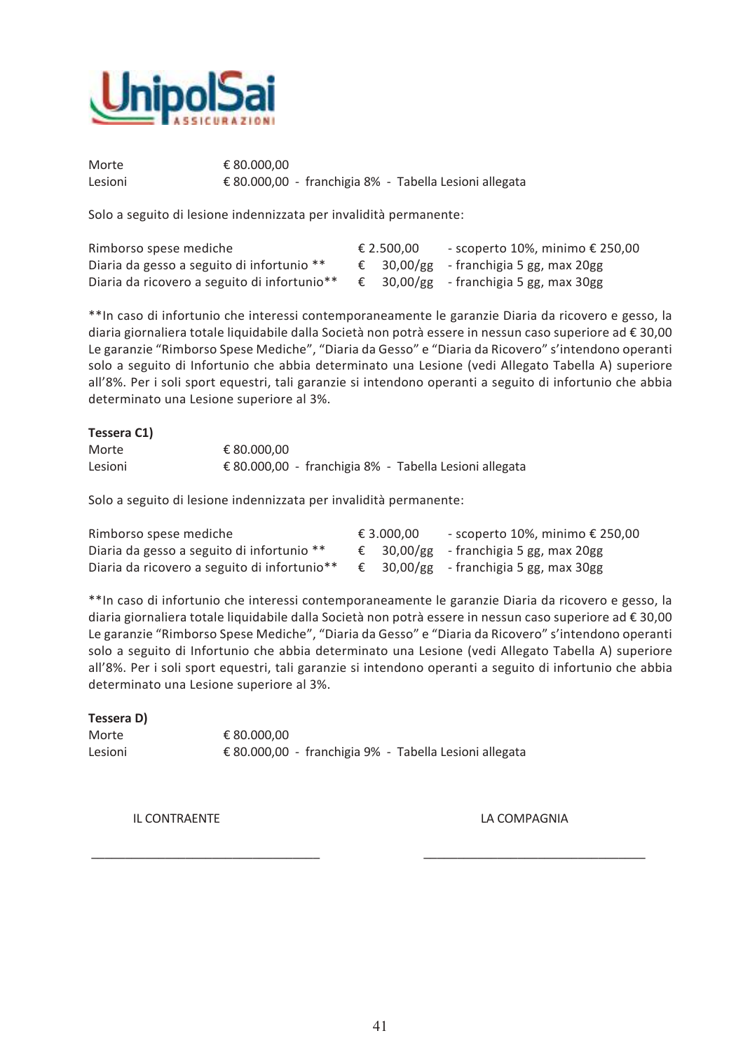| | |
|---|---|
| Morte | € 80.000,00 |
| Lesioni | € 80.000,00 - franchigia 8% - Tabella Lesioni allegata |

Solo a seguito di lesione indennizzata per invalidità permanente:

| | | |
|---|---|---|
| Rimborso spese mediche | € 2.500,00 | - scoperto 10%, minimo € 250,00 |
| Diaria da gesso a seguito di infortunio ** | € 30,00/gg | - franchigia 5 gg, max 20gg |
| Diaria da ricovero a seguito di infortunio** | € 30,00/gg | - franchigia 5 gg, max 30gg |

**In caso di infortunio che interessi contemporaneamente le garanzie Diaria da ricovero e gesso, la diaria giornaliera totale liquidabile dalla Società non potrà essere in nessun caso superiore ad € 30,00 Le garanzie "Rimborso Spese Mediche", "Diaria da Gesso" e "Diaria da Ricovero" s'intendono operanti solo a seguito di Infortunio che abbia determinato una Lesione (vedi Allegato Tabella A) superiore all'8%. Per i soli sport equestri, tali garanzie si intendono operanti a seguito di infortunio che abbia determinato una Lesione superiore al 3%.

**Tessera C1)**

| | |
|---|---|
| Morte | € 80.000,00 |
| Lesioni | € 80.000,00 - franchigia 8% - Tabella Lesioni allegata |

Solo a seguito di lesione indennizzata per invalidità permanente:

| | | |
|---|---|---|
| Rimborso spese mediche | € 3.000,00 | - scoperto 10%, minimo € 250,00 |
| Diaria da gesso a seguito di infortunio ** | € 30,00/gg | - franchigia 5 gg, max 20gg |
| Diaria da ricovero a seguito di infortunio** | € 30,00/gg | - franchigia 5 gg, max 30gg |

**In caso di infortunio che interessi contemporaneamente le garanzie Diaria da ricovero e gesso, la diaria giornaliera totale liquidabile dalla Società non potrà essere in nessun caso superiore ad € 30,00 Le garanzie "Rimborso Spese Mediche", "Diaria da Gesso" e "Diaria da Ricovero" s'intendono operanti solo a seguito di Infortunio che abbia determinato una Lesione (vedi Allegato Tabella A) superiore all'8%. Per i soli sport equestri, tali garanzie si intendono operanti a seguito di infortunio che abbia determinato una Lesione superiore al 3%.

**Tessera D)**

| | |
|---|---|
| Morte | € 80.000,00 |
| Lesioni | € 80.000,00 - franchigia 9% - Tabella Lesioni allegata |

IL CONTRAENTE &nbsp;&nbsp;&nbsp;&nbsp;&nbsp;&nbsp;&nbsp;&nbsp; LA COMPAGNIA

_______________________________ &nbsp;&nbsp;&nbsp;&nbsp; _______________________________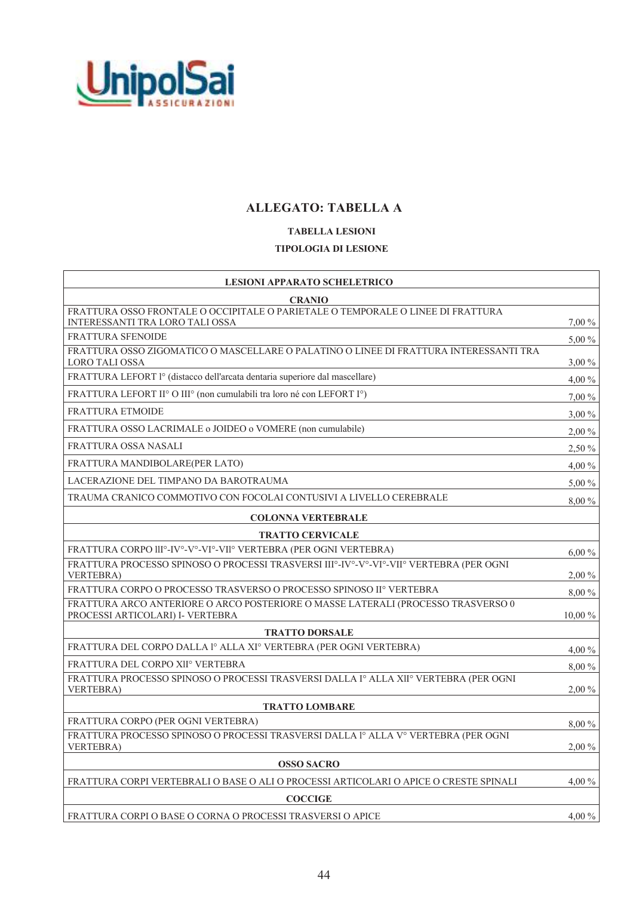## ALLEGATO: TABELLA A

**TABELLA LESIONI**

**TIPOLOGIA DI LESIONE**

| LESIONI APPARATO SCHELETRICO | |
|---|---|
| **CRANIO** | |
| FRATTURA OSSO FRONTALE O OCCIPITALE O PARIETALE O TEMPORALE O LINEE DI FRATTURA INTERESSANTI TRA LORO TALI OSSA | 7,00 % |
| FRATTURA SFENOIDE | 5,00 % |
| FRATTURA OSSO ZIGOMATICO O MASCELLARE O PALATINO O LINEE DI FRATTURA INTERESSANTI TRA LORO TALI OSSA | 3,00 % |
| FRATTURA LEFORT I° (distacco dell'arcata dentaria superiore dal mascellare) | 4,00 % |
| FRATTURA LEFORT II° O III° (non cumulabili tra loro né con LEFORT I°) | 7,00 % |
| FRATTURA ETMOIDE | 3,00 % |
| FRATTURA OSSO LACRIMALE o JOIDEO o VOMERE (non cumulabile) | 2,00 % |
| FRATTURA OSSA NASALI | 2,50 % |
| FRATTURA MANDIBOLARE(PER LATO) | 4,00 % |
| LACERAZIONE DEL TIMPANO DA BAROTRAUMA | 5,00 % |
| TRAUMA CRANICO COMMOTIVO CON FOCOLAI CONTUSIVI A LIVELLO CEREBRALE | 8,00 % |
| **COLONNA VERTEBRALE** | |
| **TRATTO CERVICALE** | |
| FRATTURA CORPO III°-IV°-V°-VI°-VII° VERTEBRA (PER OGNI VERTEBRA) | 6,00 % |
| FRATTURA PROCESSO SPINOSO O PROCESSI TRASVERSI III°-IV°-V°-VI°-VII° VERTEBRA (PER OGNI VERTEBRA) | 2,00 % |
| FRATTURA CORPO O PROCESSO TRASVERSO O PROCESSO SPINOSO II° VERTEBRA | 8,00 % |
| FRATTURA ARCO ANTERIORE O ARCO POSTERIORE O MASSE LATERALI (PROCESSO TRASVERSO 0 PROCESSI ARTICOLARI) I- VERTEBRA | 10,00 % |
| **TRATTO DORSALE** | |
| FRATTURA DEL CORPO DALLA I° ALLA XI° VERTEBRA (PER OGNI VERTEBRA) | 4,00 % |
| FRATTURA DEL CORPO XII° VERTEBRA | 8,00 % |
| FRATTURA PROCESSO SPINOSO O PROCESSI TRASVERSI DALLA I° ALLA XII° VERTEBRA (PER OGNI VERTEBRA) | 2,00 % |
| **TRATTO LOMBARE** | |
| FRATTURA CORPO (PER OGNI VERTEBRA) | 8,00 % |
| FRATTURA PROCESSO SPINOSO O PROCESSI TRASVERSI DALLA I° ALLA V° VERTEBRA (PER OGNI VERTEBRA) | 2,00 % |
| **OSSO SACRO** | |
| FRATTURA CORPI VERTEBRALI O BASE O ALI O PROCESSI ARTICOLARI O APICE O CRESTE SPINALI | 4,00 % |
| **COCCIGE** | |
| FRATTURA CORPI O BASE O CORNA O PROCESSI TRASVERSI O APICE | 4,00 % |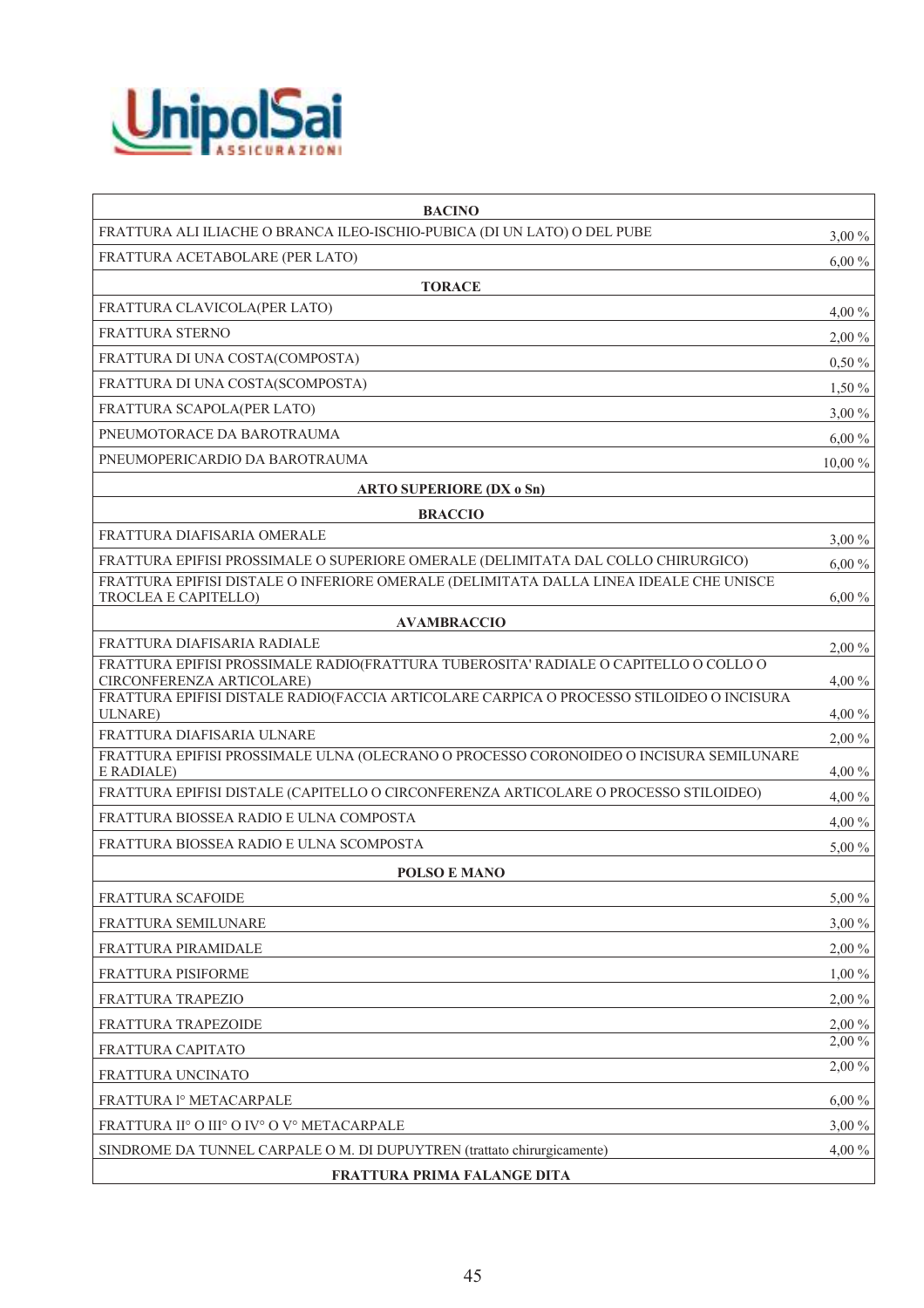| BACINO | |
|---|---|
| FRATTURA ALI ILIACHE O BRANCA ILEO-ISCHIO-PUBICA (DI UN LATO) O DEL PUBE | 3,00 % |
| FRATTURA ACETABOLARE (PER LATO) | 6,00 % |
| **TORACE** | |
| FRATTURA CLAVICOLA(PER LATO) | 4,00 % |
| FRATTURA STERNO | 2,00 % |
| FRATTURA DI UNA COSTA(COMPOSTA) | 0,50 % |
| FRATTURA DI UNA COSTA(SCOMPOSTA) | 1,50 % |
| FRATTURA SCAPOLA(PER LATO) | 3,00 % |
| PNEUMOTORACE DA BAROTRAUMA | 6,00 % |
| PNEUMOPERICARDIO DA BAROTRAUMA | 10,00 % |
| **ARTO SUPERIORE (DX o Sn)** | |
| **BRACCIO** | |
| FRATTURA DIAFISARIA OMERALE | 3,00 % |
| FRATTURA EPIFISI PROSSIMALE O SUPERIORE OMERALE (DELIMITATA DAL COLLO CHIRURGICO) | 6,00 % |
| FRATTURA EPIFISI DISTALE O INFERIORE OMERALE (DELIMITATA DALLA LINEA IDEALE CHE UNISCE TROCLEA E CAPITELLO) | 6,00 % |
| **AVAMBRACCIO** | |
| FRATTURA DIAFISARIA RADIALE | 2,00 % |
| FRATTURA EPIFISI PROSSIMALE RADIO(FRATTURA TUBEROSITA' RADIALE O CAPITELLO O COLLO O CIRCONFERENZA ARTICOLARE) | 4,00 % |
| FRATTURA EPIFISI DISTALE RADIO(FACCIA ARTICOLARE CARPICA O PROCESSO STILOIDEO O INCISURA ULNARE) | 4,00 % |
| FRATTURA DIAFISARIA ULNARE | 2,00 % |
| FRATTURA EPIFISI PROSSIMALE ULNA (OLECRANO O PROCESSO CORONOIDEO O INCISURA SEMILUNARE E RADIALE) | 4,00 % |
| FRATTURA EPIFISI DISTALE (CAPITELLO O CIRCONFERENZA ARTICOLARE O PROCESSO STILOIDEO) | 4,00 % |
| FRATTURA BIOSSEA RADIO E ULNA COMPOSTA | 4,00 % |
| FRATTURA BIOSSEA RADIO E ULNA SCOMPOSTA | 5,00 % |
| **POLSO E MANO** | |
| FRATTURA SCAFOIDE | 5,00 % |
| FRATTURA SEMILUNARE | 3,00 % |
| FRATTURA PIRAMIDALE | 2,00 % |
| FRATTURA PISIFORME | 1,00 % |
| FRATTURA TRAPEZIO | 2,00 % |
| FRATTURA TRAPEZOIDE | 2,00 % |
| FRATTURA CAPITATO | 2,00 % |
| FRATTURA UNCINATO | 2,00 % |
| FRATTURA I° METACARPALE | 6,00 % |
| FRATTURA II° O III° O IV° O V° METACARPALE | 3,00 % |
| SINDROME DA TUNNEL CARPALE O M. DI DUPUYTREN (trattato chirurgicamente) | 4,00 % |
| **FRATTURA PRIMA FALANGE DITA** | |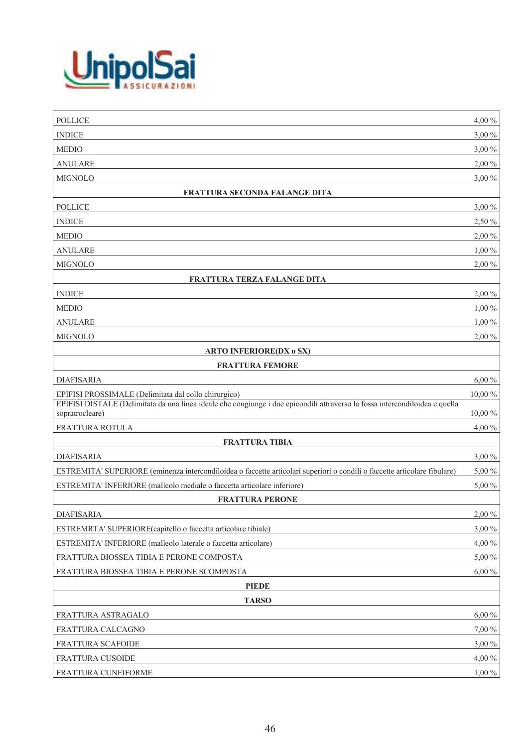| | |
|---|---|
| POLLICE | 4,00 % |
| INDICE | 3,00 % |
| MEDIO | 3,00 % |
| ANULARE | 2,00 % |
| MIGNOLO | 3,00 % |
| **FRATTURA SECONDA FALANGE DITA** | |
| POLLICE | 3,00 % |
| INDICE | 2,50 % |
| MEDIO | 2,00 % |
| ANULARE | 1,00 % |
| MIGNOLO | 2,00 % |
| **FRATTURA TERZA FALANGE DITA** | |
| INDICE | 2,00 % |
| MEDIO | 1,00 % |
| ANULARE | 1,00 % |
| MIGNOLO | 2,00 % |
| **ARTO INFERIORE(DX o SX)** | |
| **FRATTURA FEMORE** | |
| DIAFISARIA | 6,00 % |
| EPIFISI PROSSIMALE (Delimitata dal collo chirurgico) | 10,00 % |
| EPIFISI DISTALE (Delimitata da una linea ideale che congiunge i due epicondili attraverso la fossa intercondiloidea e quella sopratrocleare) | 10,00 % |
| FRATTURA ROTULA | 4,00 % |
| **FRATTURA TIBIA** | |
| DIAFISARIA | 3,00 % |
| ESTREMITA' SUPERIORE (eminenza intercondiloidea o faccette articolari superiori o condili o faccette articolare fibulare) | 5,00 % |
| ESTREMITA' INFERIORE (malleolo mediale o faccetta articolare inferiore) | 5,00 % |
| **FRATTURA PERONE** | |
| DIAFISARIA | 2,00 % |
| ESTREMRTA' SUPERIORE(capitello o faccetta articolare tibiale) | 3,00 % |
| ESTREMITA' INFERIORE (malleolo laterale o faccetta articolare) | 4,00 % |
| FRATTURA BIOSSEA TIBIA E PERONE COMPOSTA | 5,00 % |
| FRATTURA BIOSSEA TIBIA E PERONE SCOMPOSTA | 6,00 % |
| **PIEDE** | |
| **TARSO** | |
| FRATTURA ASTRAGALO | 6,00 % |
| FRATTURA CALCAGNO | 7,00 % |
| FRATTURA SCAFOIDE | 3,00 % |
| FRATTURA CUSOIDE | 4,00 % |
| FRATTURA CUNEIFORME | 1,00 % |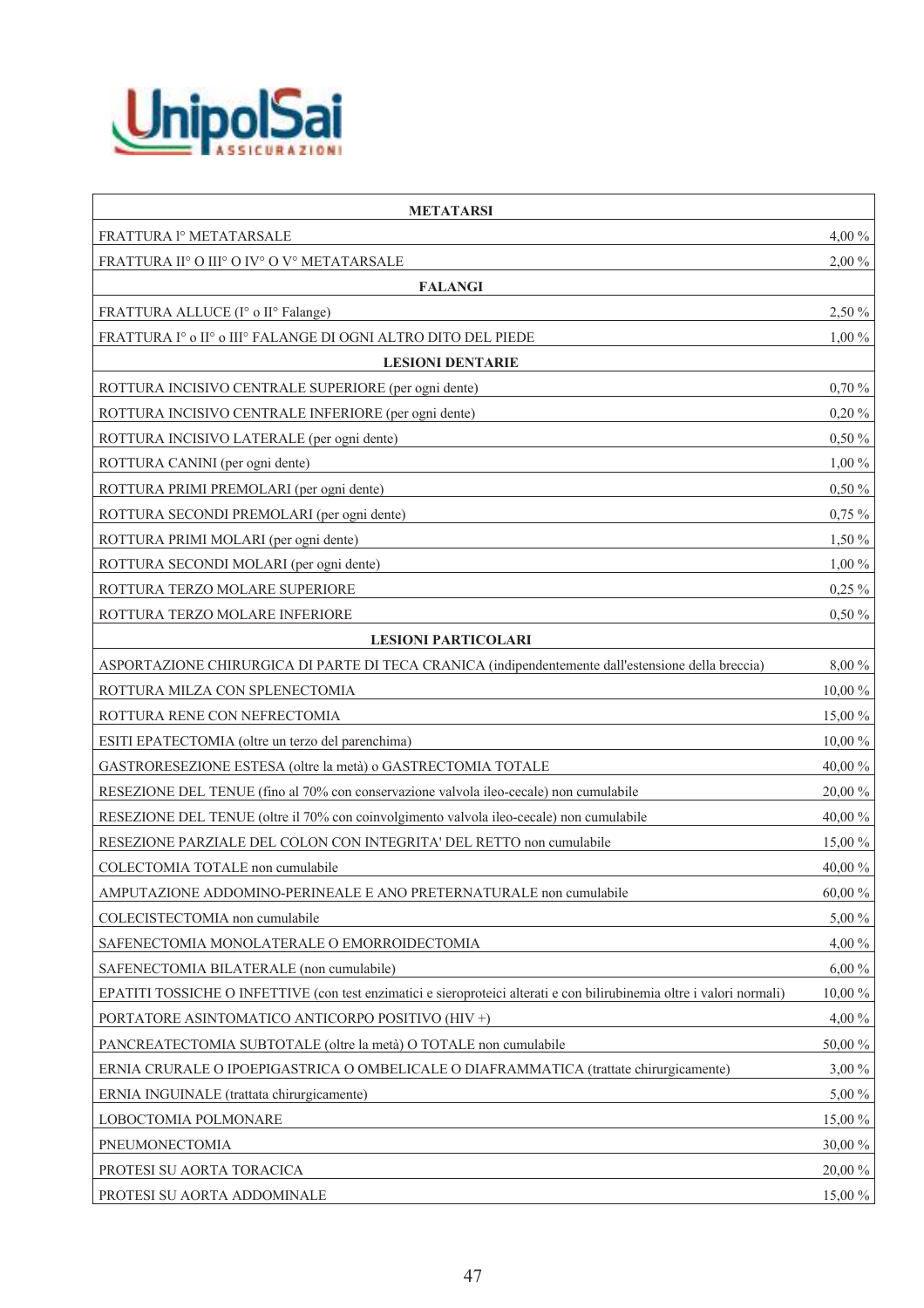| METATARSI | |
| --- | --- |
| FRATTURA I° METATARSALE | 4,00 % |
| FRATTURA II° O III° O IV° O V° METATARSALE | 2,00 % |
| **FALANGI** | |
| FRATTURA ALLUCE (I° o II° Falange) | 2,50 % |
| FRATTURA I° o II° o III° FALANGE DI OGNI ALTRO DITO DEL PIEDE | 1,00 % |
| **LESIONI DENTARIE** | |
| ROTTURA INCISIVO CENTRALE SUPERIORE (per ogni dente) | 0,70 % |
| ROTTURA INCISIVO CENTRALE INFERIORE (per ogni dente) | 0,20 % |
| ROTTURA INCISIVO LATERALE (per ogni dente) | 0,50 % |
| ROTTURA CANINI (per ogni dente) | 1,00 % |
| ROTTURA PRIMI PREMOLARI (per ogni dente) | 0,50 % |
| ROTTURA SECONDI PREMOLARI (per ogni dente) | 0,75 % |
| ROTTURA PRIMI MOLARI (per ogni dente) | 1,50 % |
| ROTTURA SECONDI MOLARI (per ogni dente) | 1,00 % |
| ROTTURA TERZO MOLARE SUPERIORE | 0,25 % |
| ROTTURA TERZO MOLARE INFERIORE | 0,50 % |
| **LESIONI PARTICOLARI** | |
| ASPORTAZIONE CHIRURGICA DI PARTE DI TECA CRANICA (indipendentemente dall'estensione della breccia) | 8,00 % |
| ROTTURA MILZA CON SPLENECTOMIA | 10,00 % |
| ROTTURA RENE CON NEFRECTOMIA | 15,00 % |
| ESITI EPATECTOMIA (oltre un terzo del parenchima) | 10,00 % |
| GASTRORESEZIONE ESTESA (oltre la metà) o GASTRECTOMIA TOTALE | 40,00 % |
| RESEZIONE DEL TENUE (fino al 70% con conservazione valvola ileo-cecale) non cumulabile | 20,00 % |
| RESEZIONE DEL TENUE (oltre il 70% con coinvolgimento valvola ileo-cecale) non cumulabile | 40,00 % |
| RESEZIONE PARZIALE DEL COLON CON INTEGRITA' DEL RETTO non cumulabile | 15,00 % |
| COLECTOMIA TOTALE non cumulabile | 40,00 % |
| AMPUTAZIONE ADDOMINO-PERINEALE E ANO PRETERNATURALE non cumulabile | 60,00 % |
| COLECISTECTOMIA non cumulabile | 5,00 % |
| SAFENECTOMIA MONOLATERALE O EMORROIDECTOMIA | 4,00 % |
| SAFENECTOMIA BILATERALE (non cumulabile) | 6,00 % |
| EPATITI TOSSICHE O INFETTIVE (con test enzimatici e sieroproteici alterati e con bilirubinemia oltre i valori normali) | 10,00 % |
| PORTATORE ASINTOMATICO ANTICORPO POSITIVO (HIV +) | 4,00 % |
| PANCREATECTOMIA SUBTOTALE (oltre la metà) O TOTALE non cumulabile | 50,00 % |
| ERNIA CRURALE O IPOEPIGASTRICA O OMBELICALE O DIAFRAMMATICA (trattate chirurgicamente) | 3,00 % |
| ERNIA INGUINALE (trattata chirurgicamente) | 5,00 % |
| LOBOCTOMIA POLMONARE | 15,00 % |
| PNEUMONECTOMIA | 30,00 % |
| PROTESI SU AORTA TORACICA | 20,00 % |
| PROTESI SU AORTA ADDOMINALE | 15,00 % |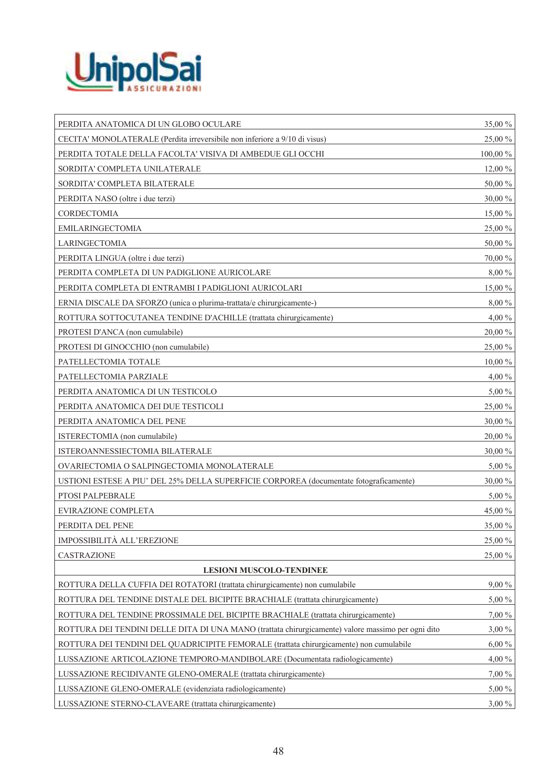| | |
|---|---|
| PERDITA ANATOMICA DI UN GLOBO OCULARE | 35,00 % |
| CECITA' MONOLATERALE (Perdita irreversibile non inferiore a 9/10 di visus) | 25,00 % |
| PERDITA TOTALE DELLA FACOLTA' VISIVA DI AMBEDUE GLI OCCHI | 100,00 % |
| SORDITA' COMPLETA UNILATERALE | 12,00 % |
| SORDITA' COMPLETA BILATERALE | 50,00 % |
| PERDITA NASO (oltre i due terzi) | 30,00 % |
| CORDECTOMIA | 15,00 % |
| EMILARINGECTOMIA | 25,00 % |
| LARINGECTOMIA | 50,00 % |
| PERDITA LINGUA (oltre i due terzi) | 70,00 % |
| PERDITA COMPLETA DI UN PADIGLIONE AURICOLARE | 8,00 % |
| PERDITA COMPLETA DI ENTRAMBI I PADIGLIONI AURICOLARI | 15,00 % |
| ERNIA DISCALE DA SFORZO (unica o plurima-trattata/e chirurgicamente-) | 8,00 % |
| ROTTURA SOTTOCUTANEA TENDINE D'ACHILLE (trattata chirurgicamente) | 4,00 % |
| PROTESI D'ANCA (non cumulabile) | 20,00 % |
| PROTESI DI GINOCCHIO (non cumulabile) | 25,00 % |
| PATELLECTOMIA TOTALE | 10,00 % |
| PATELLECTOMIA PARZIALE | 4,00 % |
| PERDITA ANATOMICA DI UN TESTICOLO | 5,00 % |
| PERDITA ANATOMICA DEI DUE TESTICOLI | 25,00 % |
| PERDITA ANATOMICA DEL PENE | 30,00 % |
| ISTERECTOMIA (non cumulabile) | 20,00 % |
| ISTEROANNESSIECTOMIA BILATERALE | 30,00 % |
| OVARIECTOMIA O SALPINGECTOMIA MONOLATERALE | 5,00 % |
| USTIONI ESTESE A PIU' DEL 25% DELLA SUPERFICIE CORPOREA (documentate fotograficamente) | 30,00 % |
| PTOSI PALPEBRALE | 5,00 % |
| EVIRAZIONE COMPLETA | 45,00 % |
| PERDITA DEL PENE | 35,00 % |
| IMPOSSIBILITÀ ALL'EREZIONE | 25,00 % |
| CASTRAZIONE | 25,00 % |
| **LESIONI MUSCOLO-TENDINEE** | |
| ROTTURA DELLA CUFFIA DEI ROTATORI (trattata chirurgicamente) non cumulabile | 9,00 % |
| ROTTURA DEL TENDINE DISTALE DEL BICIPITE BRACHIALE (trattata chirurgicamente) | 5,00 % |
| ROTTURA DEL TENDINE PROSSIMALE DEL BICIPITE BRACHIALE (trattata chirurgicamente) | 7,00 % |
| ROTTURA DEI TENDINI DELLE DITA DI UNA MANO (trattata chirurgicamente) valore massimo per ogni dito | 3,00 % |
| ROTTURA DEI TENDINI DEL QUADRICIPITE FEMORALE (trattata chirurgicamente) non cumulabile | 6,00 % |
| LUSSAZIONE ARTICOLAZIONE TEMPORO-MANDIBOLARE (Documentata radiologicamente) | 4,00 % |
| LUSSAZIONE RECIDIVANTE GLENO-OMERALE (trattata chirurgicamente) | 7,00 % |
| LUSSAZIONE GLENO-OMERALE (evidenziata radiologicamente) | 5,00 % |
| LUSSAZIONE STERNO-CLAVEARE (trattata chirurgicamente) | 3,00 % |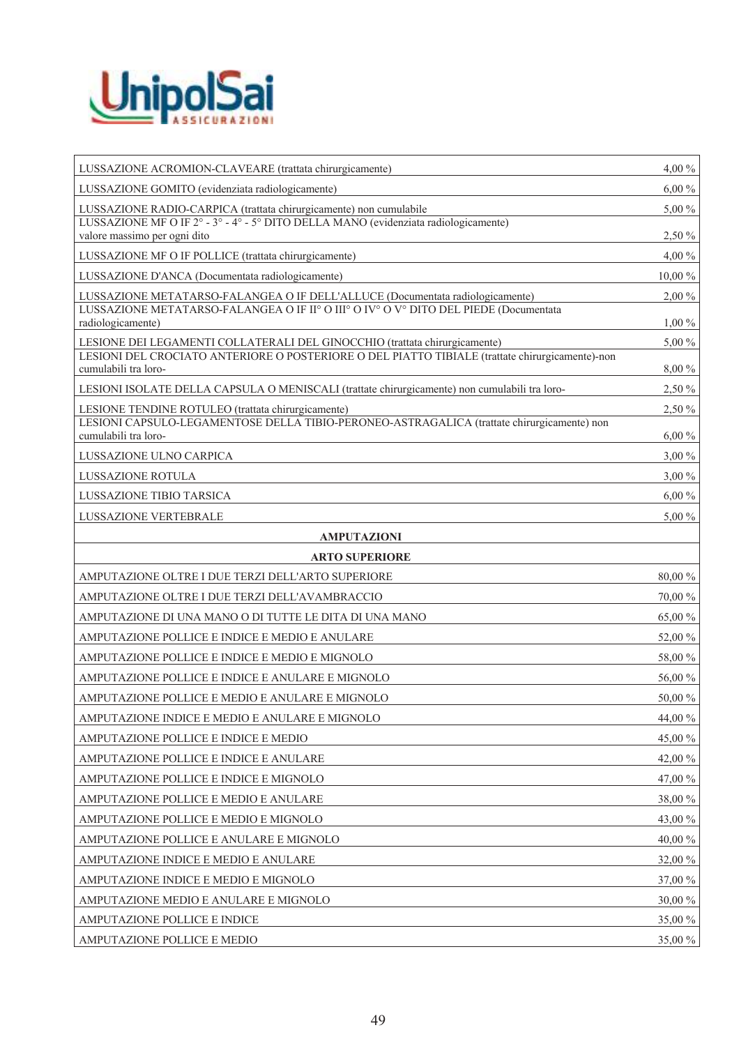| | |
|---|---|
| LUSSAZIONE ACROMION-CLAVEARE (trattata chirurgicamente) | 4,00 % |
| LUSSAZIONE GOMITO (evidenziata radiologicamente) | 6,00 % |
| LUSSAZIONE RADIO-CARPICA (trattata chirurgicamente) non cumulabile | 5,00 % |
| LUSSAZIONE MF O IF 2° - 3° - 4° - 5° DITO DELLA MANO (evidenziata radiologicamente) valore massimo per ogni dito | 2,50 % |
| LUSSAZIONE MF O IF POLLICE (trattata chirurgicamente) | 4,00 % |
| LUSSAZIONE D'ANCA (Documentata radiologicamente) | 10,00 % |
| LUSSAZIONE METATARSO-FALANGEA O IF DELL'ALLUCE (Documentata radiologicamente) | 2,00 % |
| LUSSAZIONE METATARSO-FALANGEA O IF II° O III° O IV° O V° DITO DEL PIEDE (Documentata radiologicamente) | 1,00 % |
| LESIONE DEI LEGAMENTI COLLATERALI DEL GINOCCHIO (trattata chirurgicamente) | 5,00 % |
| LESIONI DEL CROCIATO ANTERIORE O POSTERIORE O DEL PIATTO TIBIALE (trattate chirurgicamente)-non cumulabili tra loro- | 8,00 % |
| LESIONI ISOLATE DELLA CAPSULA O MENISCALI (trattate chirurgicamente) non cumulabili tra loro- | 2,50 % |
| LESIONE TENDINE ROTULEO (trattata chirurgicamente) | 2,50 % |
| LESIONI CAPSULO-LEGAMENTOSE DELLA TIBIO-PERONEO-ASTRAGALICA (trattate chirurgicamente) non cumulabili tra loro- | 6,00 % |
| LUSSAZIONE ULNO CARPICA | 3,00 % |
| LUSSAZIONE ROTULA | 3,00 % |
| LUSSAZIONE TIBIO TARSICA | 6,00 % |
| LUSSAZIONE VERTEBRALE | 5,00 % |
| **AMPUTAZIONI** | |
| **ARTO SUPERIORE** | |
| AMPUTAZIONE OLTRE I DUE TERZI DELL'ARTO SUPERIORE | 80,00 % |
| AMPUTAZIONE OLTRE I DUE TERZI DELL'AVAMBRACCIO | 70,00 % |
| AMPUTAZIONE DI UNA MANO O DI TUTTE LE DITA DI UNA MANO | 65,00 % |
| AMPUTAZIONE POLLICE E INDICE E MEDIO E ANULARE | 52,00 % |
| AMPUTAZIONE POLLICE E INDICE E MEDIO E MIGNOLO | 58,00 % |
| AMPUTAZIONE POLLICE E INDICE E ANULARE E MIGNOLO | 56,00 % |
| AMPUTAZIONE POLLICE E MEDIO E ANULARE E MIGNOLO | 50,00 % |
| AMPUTAZIONE INDICE E MEDIO E ANULARE E MIGNOLO | 44,00 % |
| AMPUTAZIONE POLLICE E INDICE E MEDIO | 45,00 % |
| AMPUTAZIONE POLLICE E INDICE E ANULARE | 42,00 % |
| AMPUTAZIONE POLLICE E INDICE E MIGNOLO | 47,00 % |
| AMPUTAZIONE POLLICE E MEDIO E ANULARE | 38,00 % |
| AMPUTAZIONE POLLICE E MEDIO E MIGNOLO | 43,00 % |
| AMPUTAZIONE POLLICE E ANULARE E MIGNOLO | 40,00 % |
| AMPUTAZIONE INDICE E MEDIO E ANULARE | 32,00 % |
| AMPUTAZIONE INDICE E MEDIO E MIGNOLO | 37,00 % |
| AMPUTAZIONE MEDIO E ANULARE E MIGNOLO | 30,00 % |
| AMPUTAZIONE POLLICE E INDICE | 35,00 % |
| AMPUTAZIONE POLLICE E MEDIO | 35,00 % |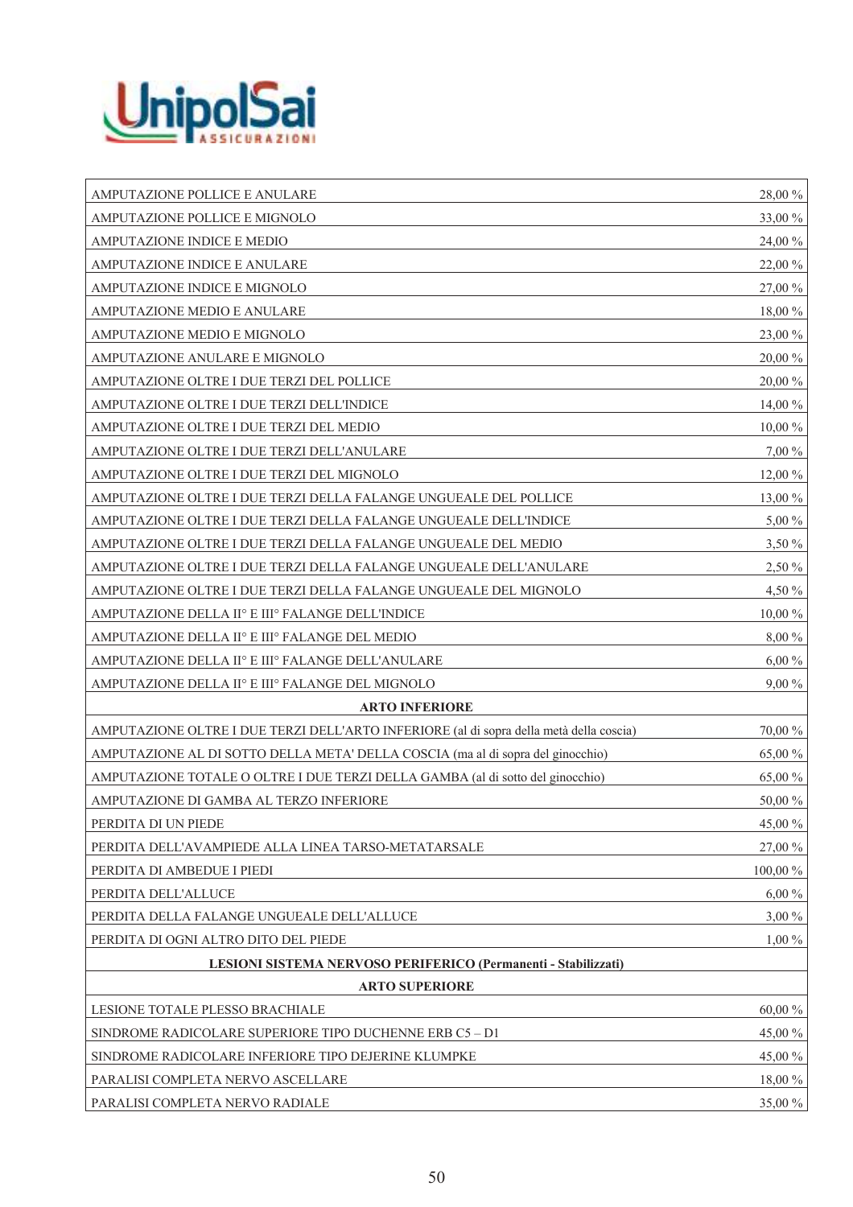| | |
|---|---|
| AMPUTAZIONE POLLICE E ANULARE | 28,00 % |
| AMPUTAZIONE POLLICE E MIGNOLO | 33,00 % |
| AMPUTAZIONE INDICE E MEDIO | 24,00 % |
| AMPUTAZIONE INDICE E ANULARE | 22,00 % |
| AMPUTAZIONE INDICE E MIGNOLO | 27,00 % |
| AMPUTAZIONE MEDIO E ANULARE | 18,00 % |
| AMPUTAZIONE MEDIO E MIGNOLO | 23,00 % |
| AMPUTAZIONE ANULARE E MIGNOLO | 20,00 % |
| AMPUTAZIONE OLTRE I DUE TERZI DEL POLLICE | 20,00 % |
| AMPUTAZIONE OLTRE I DUE TERZI DELL'INDICE | 14,00 % |
| AMPUTAZIONE OLTRE I DUE TERZI DEL MEDIO | 10,00 % |
| AMPUTAZIONE OLTRE I DUE TERZI DELL'ANULARE | 7,00 % |
| AMPUTAZIONE OLTRE I DUE TERZI DEL MIGNOLO | 12,00 % |
| AMPUTAZIONE OLTRE I DUE TERZI DELLA FALANGE UNGUEALE DEL POLLICE | 13,00 % |
| AMPUTAZIONE OLTRE I DUE TERZI DELLA FALANGE UNGUEALE DELL'INDICE | 5,00 % |
| AMPUTAZIONE OLTRE I DUE TERZI DELLA FALANGE UNGUEALE DEL MEDIO | 3,50 % |
| AMPUTAZIONE OLTRE I DUE TERZI DELLA FALANGE UNGUEALE DELL'ANULARE | 2,50 % |
| AMPUTAZIONE OLTRE I DUE TERZI DELLA FALANGE UNGUEALE DEL MIGNOLO | 4,50 % |
| AMPUTAZIONE DELLA II° E III° FALANGE DELL'INDICE | 10,00 % |
| AMPUTAZIONE DELLA II° E III° FALANGE DEL MEDIO | 8,00 % |
| AMPUTAZIONE DELLA II° E III° FALANGE DELL'ANULARE | 6,00 % |
| AMPUTAZIONE DELLA II° E III° FALANGE DEL MIGNOLO | 9,00 % |
| **ARTO INFERIORE** | |
| AMPUTAZIONE OLTRE I DUE TERZI DELL'ARTO INFERIORE (al di sopra della metà della coscia) | 70,00 % |
| AMPUTAZIONE AL DI SOTTO DELLA META' DELLA COSCIA (ma al di sopra del ginocchio) | 65,00 % |
| AMPUTAZIONE TOTALE O OLTRE I DUE TERZI DELLA GAMBA (al di sotto del ginocchio) | 65,00 % |
| AMPUTAZIONE DI GAMBA AL TERZO INFERIORE | 50,00 % |
| PERDITA DI UN PIEDE | 45,00 % |
| PERDITA DELL'AVAMPIEDE ALLA LINEA TARSO-METATARSALE | 27,00 % |
| PERDITA DI AMBEDUE I PIEDI | 100,00 % |
| PERDITA DELL'ALLUCE | 6,00 % |
| PERDITA DELLA FALANGE UNGUEALE DELL'ALLUCE | 3,00 % |
| PERDITA DI OGNI ALTRO DITO DEL PIEDE | 1,00 % |
| **LESIONI SISTEMA NERVOSO PERIFERICO (Permanenti - Stabilizzati)** | |
| **ARTO SUPERIORE** | |
| LESIONE TOTALE PLESSO BRACHIALE | 60,00 % |
| SINDROME RADICOLARE SUPERIORE TIPO DUCHENNE ERB C5 – D1 | 45,00 % |
| SINDROME RADICOLARE INFERIORE TIPO DEJERINE KLUMPKE | 45,00 % |
| PARALISI COMPLETA NERVO ASCELLARE | 18,00 % |
| PARALISI COMPLETA NERVO RADIALE | 35,00 % |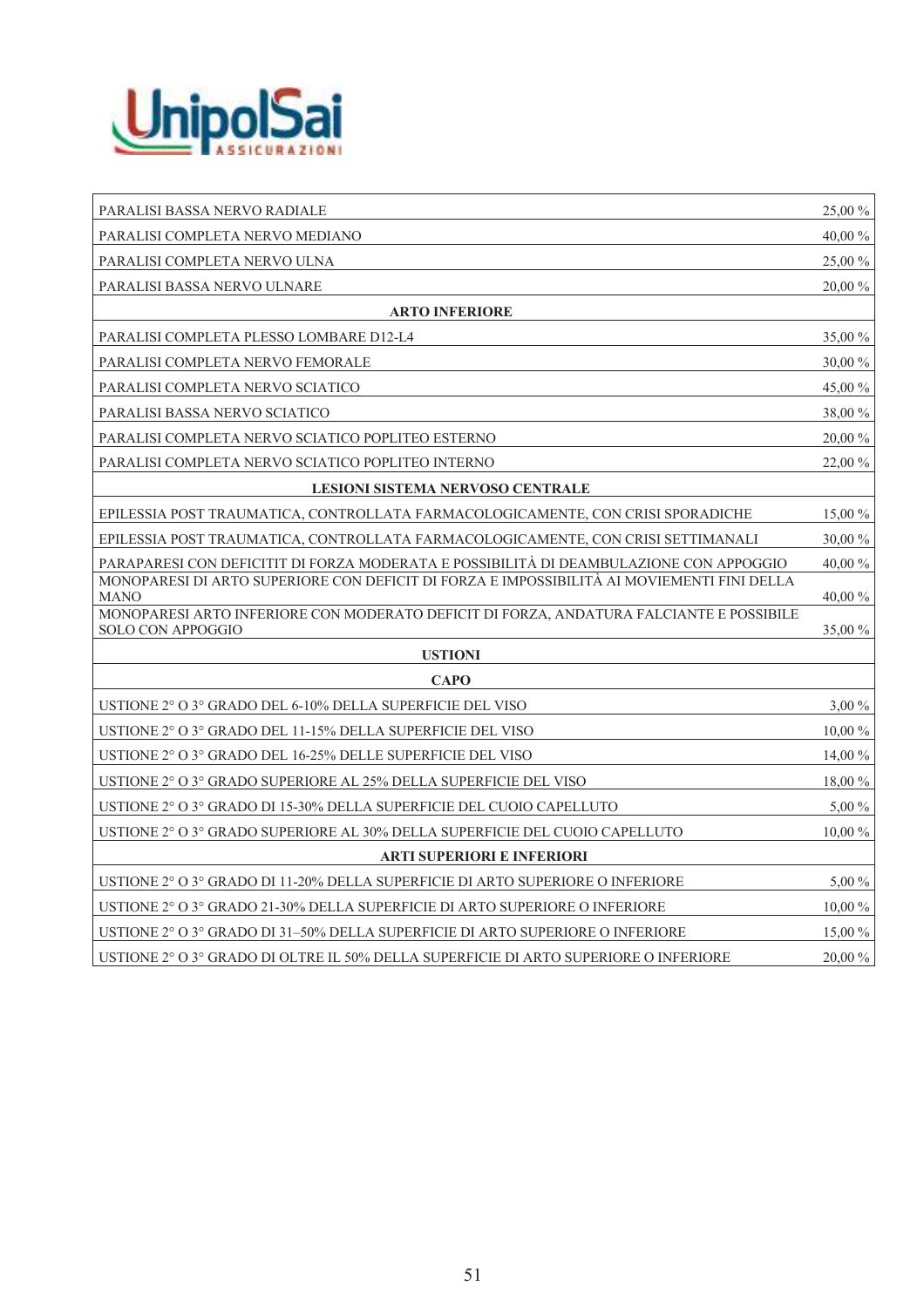| | |
|---|---|
| PARALISI BASSA NERVO RADIALE | 25,00 % |
| PARALISI COMPLETA NERVO MEDIANO | 40,00 % |
| PARALISI COMPLETA NERVO ULNA | 25,00 % |
| PARALISI BASSA NERVO ULNARE | 20,00 % |
| **ARTO INFERIORE** | |
| PARALISI COMPLETA PLESSO LOMBARE D12-L4 | 35,00 % |
| PARALISI COMPLETA NERVO FEMORALE | 30,00 % |
| PARALISI COMPLETA NERVO SCIATICO | 45,00 % |
| PARALISI BASSA NERVO SCIATICO | 38,00 % |
| PARALISI COMPLETA NERVO SCIATICO POPLITEO ESTERNO | 20,00 % |
| PARALISI COMPLETA NERVO SCIATICO POPLITEO INTERNO | 22,00 % |
| **LESIONI SISTEMA NERVOSO CENTRALE** | |
| EPILESSIA POST TRAUMATICA, CONTROLLATA FARMACOLOGICAMENTE, CON CRISI SPORADICHE | 15,00 % |
| EPILESSIA POST TRAUMATICA, CONTROLLATA FARMACOLOGICAMENTE, CON CRISI SETTIMANALI | 30,00 % |
| PARAPARESI CON DEFICITIT DI FORZA MODERATA E POSSIBILITÀ DI DEAMBULAZIONE CON APPOGGIO | 40,00 % |
| MONOPARESI DI ARTO SUPERIORE CON DEFICIT DI FORZA E IMPOSSIBILITÀ AI MOVIEMENTI FINI DELLA MANO | 40,00 % |
| MONOPARESI ARTO INFERIORE CON MODERATO DEFICIT DI FORZA, ANDATURA FALCIANTE E POSSIBILE SOLO CON APPOGGIO | 35,00 % |
| **USTIONI** | |
| **CAPO** | |
| USTIONE 2° O 3° GRADO DEL 6-10% DELLA SUPERFICIE DEL VISO | 3,00 % |
| USTIONE 2° O 3° GRADO DEL 11-15% DELLA SUPERFICIE DEL VISO | 10,00 % |
| USTIONE 2° O 3° GRADO DEL 16-25% DELLE SUPERFICIE DEL VISO | 14,00 % |
| USTIONE 2° O 3° GRADO SUPERIORE AL 25% DELLA SUPERFICIE DEL VISO | 18,00 % |
| USTIONE 2° O 3° GRADO DI 15-30% DELLA SUPERFICIE DEL CUOIO CAPELLUTO | 5,00 % |
| USTIONE 2° O 3° GRADO SUPERIORE AL 30% DELLA SUPERFICIE DEL CUOIO CAPELLUTO | 10,00 % |
| **ARTI SUPERIORI E INFERIORI** | |
| USTIONE 2° O 3° GRADO DI 11-20% DELLA SUPERFICIE DI ARTO SUPERIORE O INFERIORE | 5,00 % |
| USTIONE 2° O 3° GRADO 21-30% DELLA SUPERFICIE DI ARTO SUPERIORE O INFERIORE | 10,00 % |
| USTIONE 2° O 3° GRADO DI 31–50% DELLA SUPERFICIE DI ARTO SUPERIORE O INFERIORE | 15,00 % |
| USTIONE 2° O 3° GRADO DI OLTRE IL 50% DELLA SUPERFICIE DI ARTO SUPERIORE O INFERIORE | 20,00 % |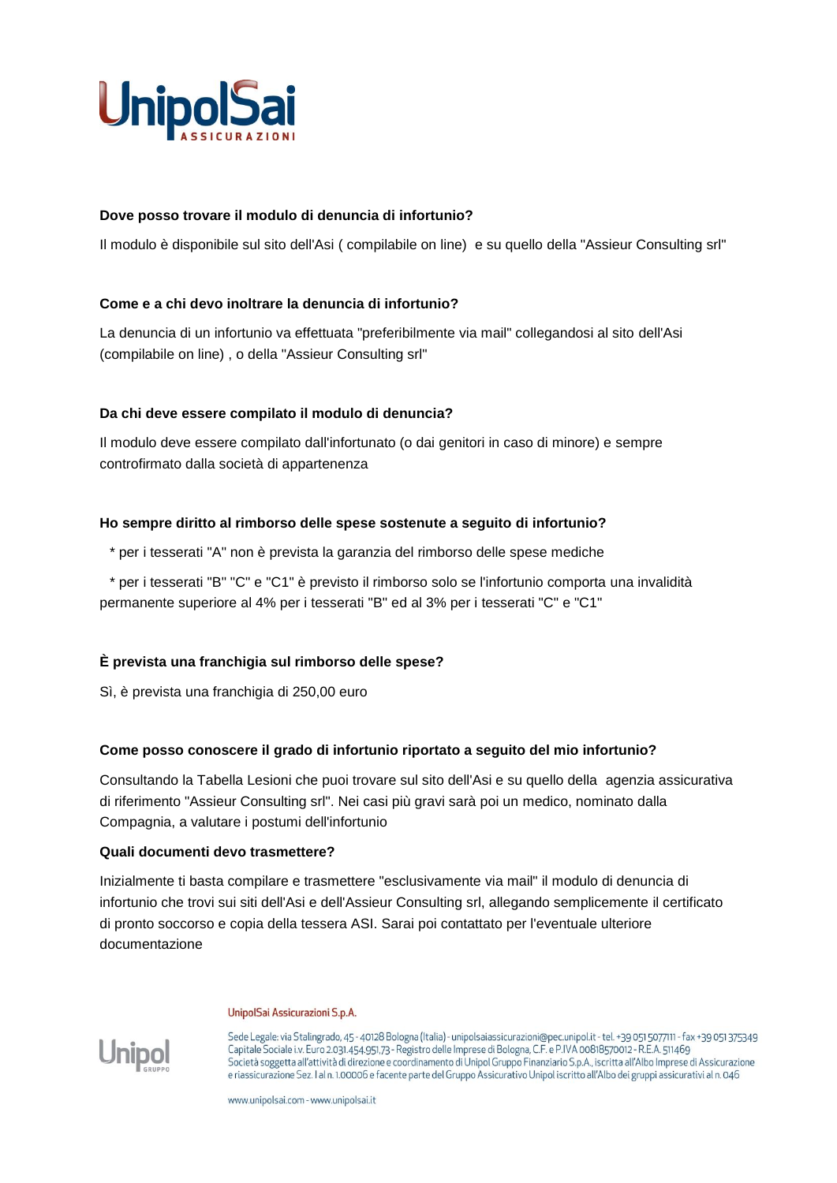**Dove posso trovare il modulo di denuncia di infortunio?**

Il modulo è disponibile sul sito dell'Asi ( compilabile on line)  e su quello della "Assieur Consulting srl"

**Come e a chi devo inoltrare la denuncia di infortunio?**

La denuncia di un infortunio va effettuata "preferibilmente via mail" collegandosi al sito dell'Asi (compilabile on line) , o della "Assieur Consulting srl"

**Da chi deve essere compilato il modulo di denuncia?**

Il modulo deve essere compilato dall'infortunato (o dai genitori in caso di minore) e sempre controfirmato dalla società di appartenenza

**Ho sempre diritto al rimborso delle spese sostenute a seguito di infortunio?**

* per i tesserati "A" non è prevista la garanzia del rimborso delle spese mediche
* per i tesserati "B" "C" e "C1" è previsto il rimborso solo se l'infortunio comporta una invalidità permanente superiore al 4% per i tesserati "B" ed al 3% per i tesserati "C" e "C1"

**È prevista una franchigia sul rimborso delle spese?**

Sì, è prevista una franchigia di 250,00 euro

**Come posso conoscere il grado di infortunio riportato a seguito del mio infortunio?**

Consultando la Tabella Lesioni che puoi trovare sul sito dell'Asi e su quello della  agenzia assicurativa di riferimento "Assieur Consulting srl". Nei casi più gravi sarà poi un medico, nominato dalla Compagnia, a valutare i postumi dell'infortunio

**Quali documenti devo trasmettere?**

Inizialmente ti basta compilare e trasmettere "esclusivamente via mail" il modulo di denuncia di infortunio che trovi sui siti dell'Asi e dell'Assieur Consulting srl, allegando semplicemente il certificato di pronto soccorso e copia della tessera ASI. Sarai poi contattato per l'eventuale ulteriore documentazione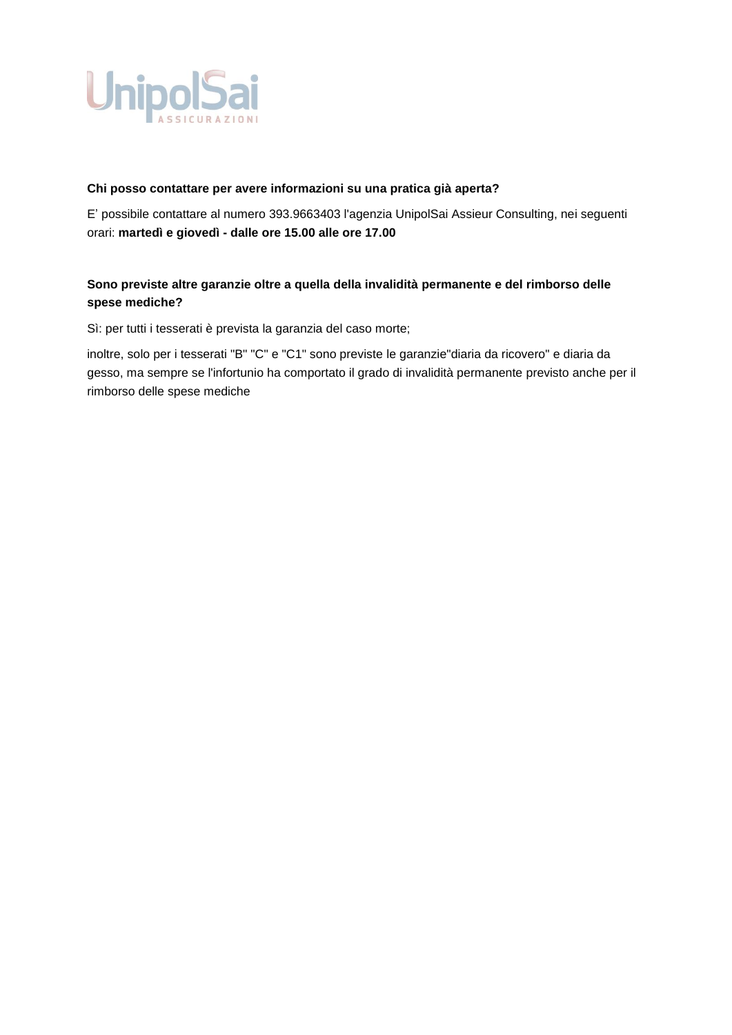**Chi posso contattare per avere informazioni su una pratica già aperta?**

E' possibile contattare al numero 393.9663403 l'agenzia UnipolSai Assieur Consulting, nei seguenti orari: **martedì e giovedì - dalle ore 15.00 alle ore 17.00**

**Sono previste altre garanzie oltre a quella della invalidità permanente e del rimborso delle spese mediche?**

Sì: per tutti i tesserati è prevista la garanzia del caso morte;

inoltre, solo per i tesserati "B" "C" e "C1" sono previste le garanzie"diaria da ricovero" e diaria da gesso, ma sempre se l'infortunio ha comportato il grado di invalidità permanente previsto anche per il rimborso delle spese mediche